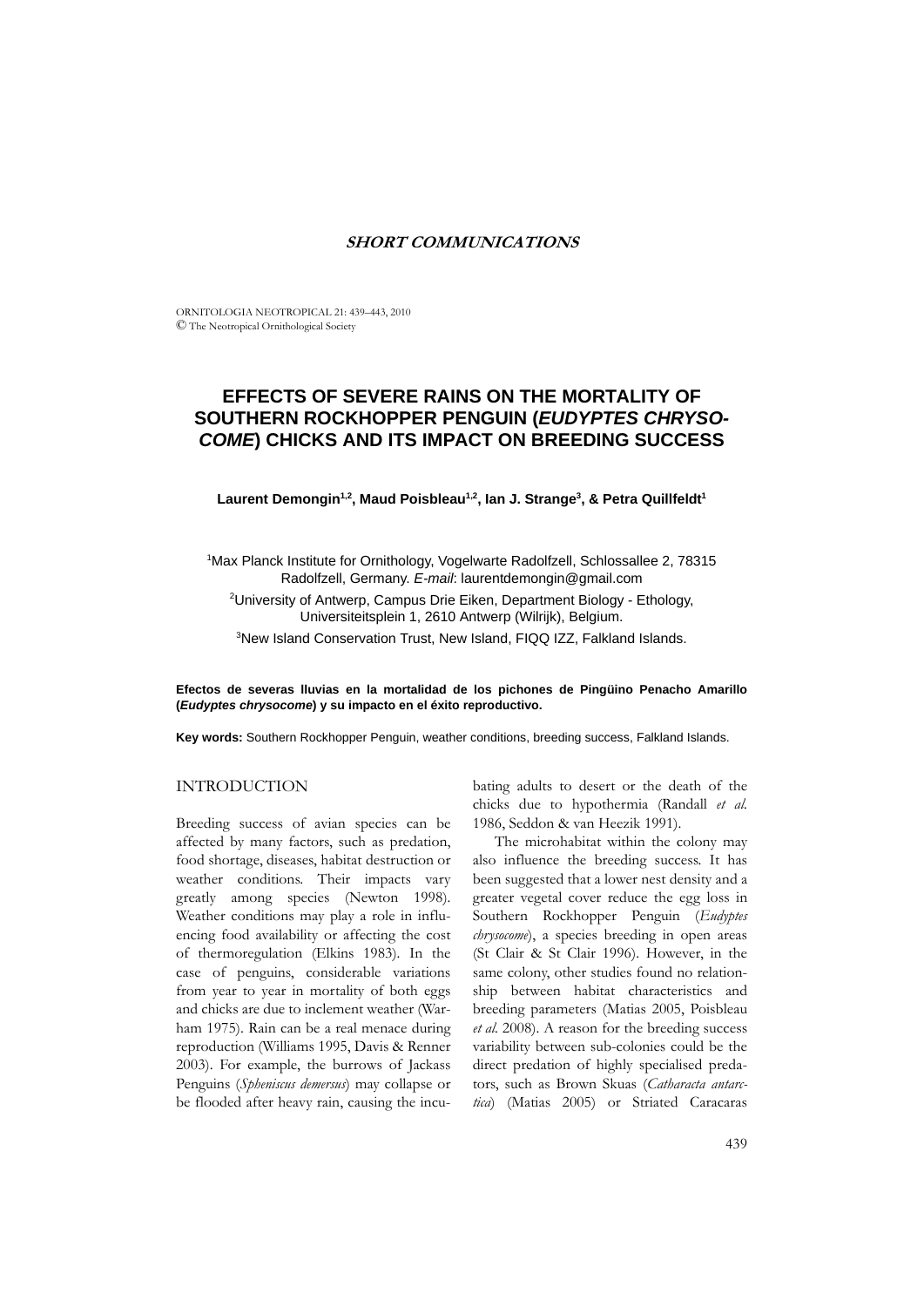**SHORT COMMUNICATIONS**

ORNITOLOGIA NEOTROPICAL 21: 439–443, 2010
© The Neotropical Ornithological Society

# EFFECTS OF SEVERE RAINS ON THE MORTALITY OF SOUTHERN ROCKHOPPER PENGUIN (*EUDYPTES CHRYSOCOME*) CHICKS AND ITS IMPACT ON BREEDING SUCCESS

**Laurent Demongin[1,2], Maud Poisbleau[1,2], Ian J. Strange[3], & Petra Quillfeldt[1]**

[1]Max Planck Institute for Ornithology, Vogelwarte Radolfzell, Schlossallee 2, 78315 Radolfzell, Germany. *E-mail*: laurentdemongin@gmail.com

[2]University of Antwerp, Campus Drie Eiken, Department Biology - Ethology, Universiteitsplein 1, 2610 Antwerp (Wilrijk), Belgium.

[3]New Island Conservation Trust, New Island, FIQQ IZZ, Falkland Islands.

**Efectos de severas lluvias en la mortalidad de los pichones de Pingüino Penacho Amarillo (*Eudyptes chrysocome*) y su impacto en el éxito reproductivo.**

**Key words:** Southern Rockhopper Penguin, weather conditions, breeding success, Falkland Islands.

## INTRODUCTION

Breeding success of avian species can be affected by many factors, such as predation, food shortage, diseases, habitat destruction or weather conditions. Their impacts vary greatly among species (Newton 1998). Weather conditions may play a role in influencing food availability or affecting the cost of thermoregulation (Elkins 1983). In the case of penguins, considerable variations from year to year in mortality of both eggs and chicks are due to inclement weather (Warham 1975). Rain can be a real menace during reproduction (Williams 1995, Davis & Renner 2003). For example, the burrows of Jackass Penguins (*Spheniscus demersus*) may collapse or be flooded after heavy rain, causing the incubating adults to desert or the death of the chicks due to hypothermia (Randall *et al.* 1986, Seddon & van Heezik 1991).

The microhabitat within the colony may also influence the breeding success. It has been suggested that a lower nest density and a greater vegetal cover reduce the egg loss in Southern Rockhopper Penguin (*Eudyptes chrysocome*), a species breeding in open areas (St Clair & St Clair 1996). However, in the same colony, other studies found no relationship between habitat characteristics and breeding parameters (Matias 2005, Poisbleau *et al.* 2008). A reason for the breeding success variability between sub-colonies could be the direct predation of highly specialised predators, such as Brown Skuas (*Catharacta antarctica*) (Matias 2005) or Striated Caracaras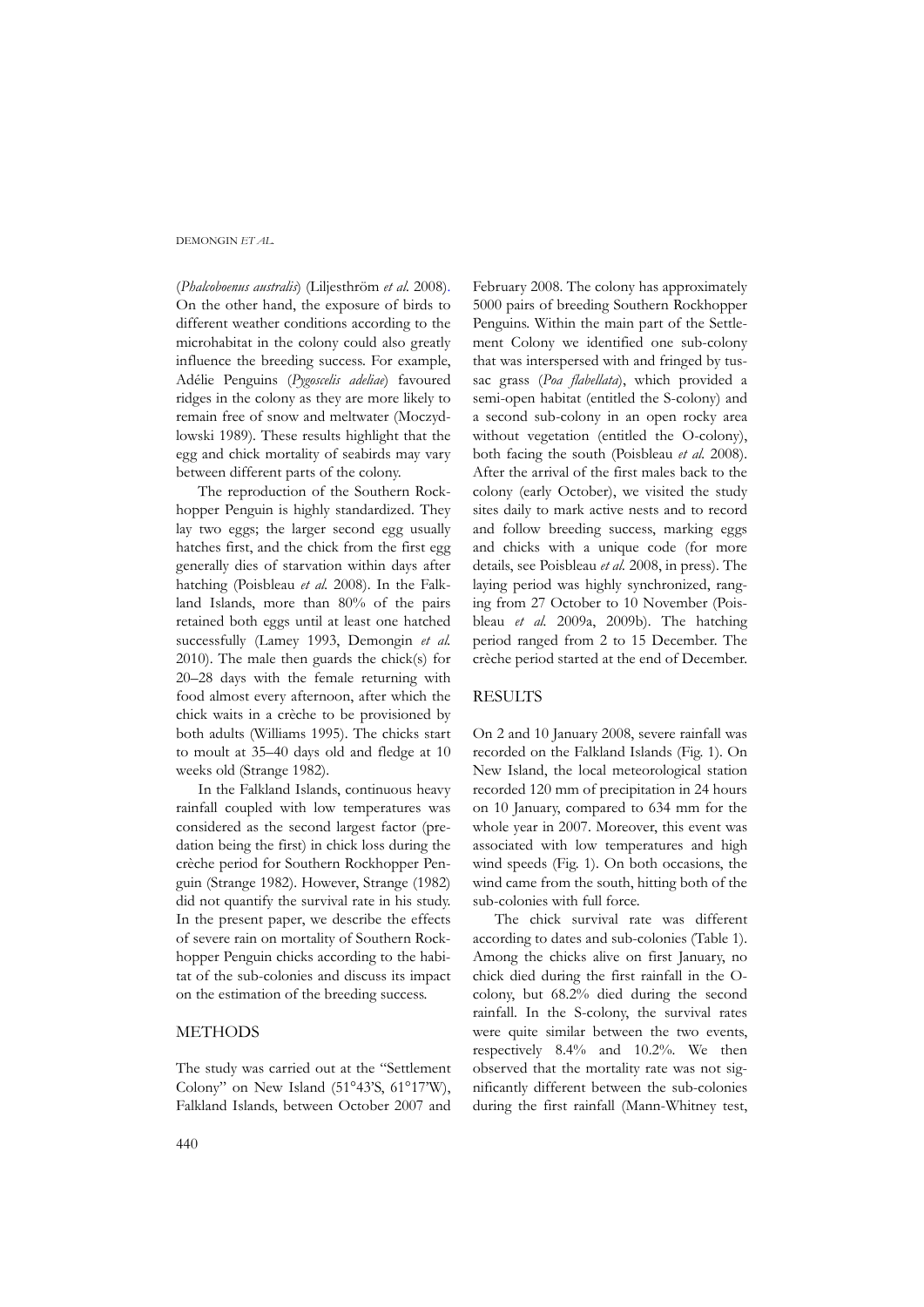(*Phalcoboenus australis*) (Liljesthröm *et al.* 2008). On the other hand, the exposure of birds to different weather conditions according to the microhabitat in the colony could also greatly influence the breeding success. For example, Adélie Penguins (*Pygoscelis adeliae*) favoured ridges in the colony as they are more likely to remain free of snow and meltwater (Moczydlowski 1989). These results highlight that the egg and chick mortality of seabirds may vary between different parts of the colony.

The reproduction of the Southern Rockhopper Penguin is highly standardized. They lay two eggs; the larger second egg usually hatches first, and the chick from the first egg generally dies of starvation within days after hatching (Poisbleau *et al.* 2008). In the Falkland Islands, more than 80% of the pairs retained both eggs until at least one hatched successfully (Lamey 1993, Demongin *et al.* 2010). The male then guards the chick(s) for 20–28 days with the female returning with food almost every afternoon, after which the chick waits in a crèche to be provisioned by both adults (Williams 1995). The chicks start to moult at 35–40 days old and fledge at 10 weeks old (Strange 1982).

In the Falkland Islands, continuous heavy rainfall coupled with low temperatures was considered as the second largest factor (predation being the first) in chick loss during the crèche period for Southern Rockhopper Penguin (Strange 1982). However, Strange (1982) did not quantify the survival rate in his study. In the present paper, we describe the effects of severe rain on mortality of Southern Rockhopper Penguin chicks according to the habitat of the sub-colonies and discuss its impact on the estimation of the breeding success.

## METHODS

The study was carried out at the "Settlement Colony" on New Island (51°43'S, 61°17'W), Falkland Islands, between October 2007 and February 2008. The colony has approximately 5000 pairs of breeding Southern Rockhopper Penguins. Within the main part of the Settlement Colony we identified one sub-colony that was interspersed with and fringed by tussac grass (*Poa flabellata*), which provided a semi-open habitat (entitled the S-colony) and a second sub-colony in an open rocky area without vegetation (entitled the O-colony), both facing the south (Poisbleau *et al.* 2008). After the arrival of the first males back to the colony (early October), we visited the study sites daily to mark active nests and to record and follow breeding success, marking eggs and chicks with a unique code (for more details, see Poisbleau *et al.* 2008, in press). The laying period was highly synchronized, ranging from 27 October to 10 November (Poisbleau *et al.* 2009a, 2009b). The hatching period ranged from 2 to 15 December. The crèche period started at the end of December.

## RESULTS

On 2 and 10 January 2008, severe rainfall was recorded on the Falkland Islands (Fig. 1). On New Island, the local meteorological station recorded 120 mm of precipitation in 24 hours on 10 January, compared to 634 mm for the whole year in 2007. Moreover, this event was associated with low temperatures and high wind speeds (Fig. 1). On both occasions, the wind came from the south, hitting both of the sub-colonies with full force.

The chick survival rate was different according to dates and sub-colonies (Table 1). Among the chicks alive on first January, no chick died during the first rainfall in the O-colony, but 68.2% died during the second rainfall. In the S-colony, the survival rates were quite similar between the two events, respectively 8.4% and 10.2%. We then observed that the mortality rate was not significantly different between the sub-colonies during the first rainfall (Mann-Whitney test,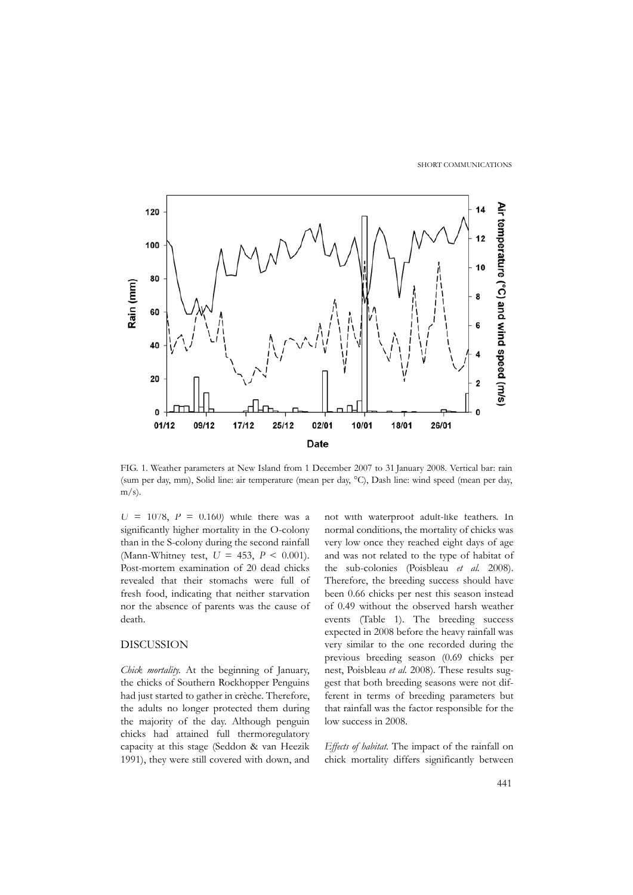FIG. 1. Weather parameters at New Island from 1 December 2007 to 31 January 2008. Vertical bar: rain (sum per day, mm), Solid line: air temperature (mean per day, °C), Dash line: wind speed (mean per day, m/s).

$U$ = 1078, $P$ = 0.160) while there was a significantly higher mortality in the O-colony than in the S-colony during the second rainfall (Mann-Whitney test, $U$ = 453, $P$ < 0.001). Post-mortem examination of 20 dead chicks revealed that their stomachs were full of fresh food, indicating that neither starvation nor the absence of parents was the cause of death.

## DISCUSSION

*Chick mortality.* At the beginning of January, the chicks of Southern Rockhopper Penguins had just started to gather in crèche. Therefore, the adults no longer protected them during the majority of the day. Although penguin chicks had attained full thermoregulatory capacity at this stage (Seddon & van Heezik 1991), they were still covered with down, and not with waterproof adult-like feathers. In normal conditions, the mortality of chicks was very low once they reached eight days of age and was not related to the type of habitat of the sub-colonies (Poisbleau *et al.* 2008). Therefore, the breeding success should have been 0.66 chicks per nest this season instead of 0.49 without the observed harsh weather events (Table 1). The breeding success expected in 2008 before the heavy rainfall was very similar to the one recorded during the previous breeding season (0.69 chicks per nest, Poisbleau *et al.* 2008). These results suggest that both breeding seasons were not different in terms of breeding parameters but that rainfall was the factor responsible for the low success in 2008.

*Effects of habitat.* The impact of the rainfall on chick mortality differs significantly between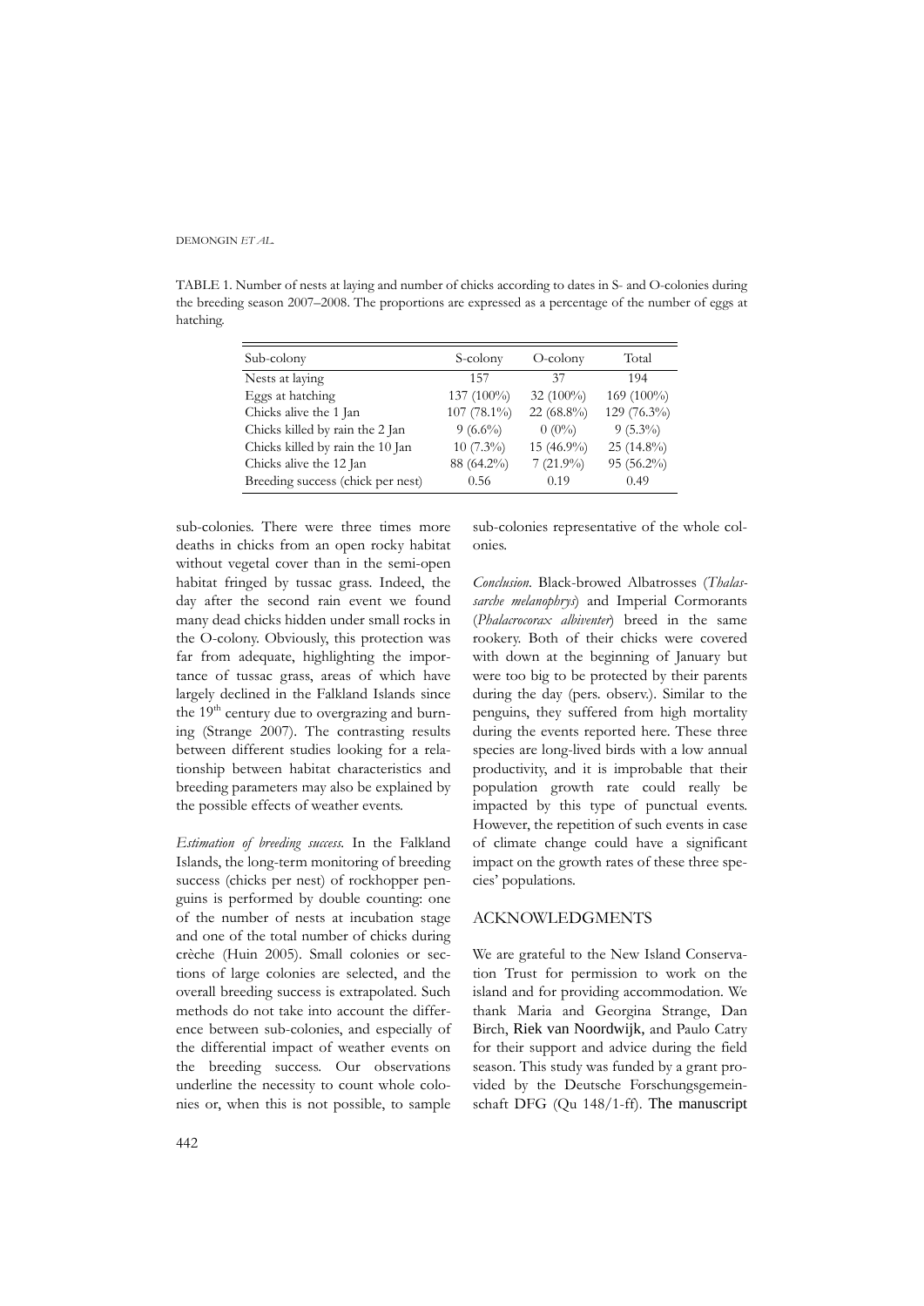TABLE 1. Number of nests at laying and number of chicks according to dates in S- and O-colonies during the breeding season 2007–2008. The proportions are expressed as a percentage of the number of eggs at hatching.

| Sub-colony | S-colony | O-colony | Total |
|---|---|---|---|
| Nests at laying | 157 | 37 | 194 |
| Eggs at hatching | 137 (100%) | 32 (100%) | 169 (100%) |
| Chicks alive the 1 Jan | 107 (78.1%) | 22 (68.8%) | 129 (76.3%) |
| Chicks killed by rain the 2 Jan | 9 (6.6%) | 0 (0%) | 9 (5.3%) |
| Chicks killed by rain the 10 Jan | 10 (7.3%) | 15 (46.9%) | 25 (14.8%) |
| Chicks alive the 12 Jan | 88 (64.2%) | 7 (21.9%) | 95 (56.2%) |
| Breeding success (chick per nest) | 0.56 | 0.19 | 0.49 |

sub-colonies. There were three times more deaths in chicks from an open rocky habitat without vegetal cover than in the semi-open habitat fringed by tussac grass. Indeed, the day after the second rain event we found many dead chicks hidden under small rocks in the O-colony. Obviously, this protection was far from adequate, highlighting the importance of tussac grass, areas of which have largely declined in the Falkland Islands since the 19th century due to overgrazing and burning (Strange 2007). The contrasting results between different studies looking for a relationship between habitat characteristics and breeding parameters may also be explained by the possible effects of weather events.

*Estimation of breeding success.* In the Falkland Islands, the long-term monitoring of breeding success (chicks per nest) of rockhopper penguins is performed by double counting: one of the number of nests at incubation stage and one of the total number of chicks during crèche (Huin 2005). Small colonies or sections of large colonies are selected, and the overall breeding success is extrapolated. Such methods do not take into account the difference between sub-colonies, and especially of the differential impact of weather events on the breeding success. Our observations underline the necessity to count whole colonies or, when this is not possible, to sample sub-colonies representative of the whole colonies.

*Conclusion.* Black-browed Albatrosses (*Thalassarche melanophrys*) and Imperial Cormorants (*Phalacrocorax albiventer*) breed in the same rookery. Both of their chicks were covered with down at the beginning of January but were too big to be protected by their parents during the day (pers. observ.). Similar to the penguins, they suffered from high mortality during the events reported here. These three species are long-lived birds with a low annual productivity, and it is improbable that their population growth rate could really be impacted by this type of punctual events. However, the repetition of such events in case of climate change could have a significant impact on the growth rates of these three species' populations.

## ACKNOWLEDGMENTS

We are grateful to the New Island Conservation Trust for permission to work on the island and for providing accommodation. We thank Maria and Georgina Strange, Dan Birch, Riek van Noordwijk, and Paulo Catry for their support and advice during the field season. This study was funded by a grant provided by the Deutsche Forschungsgemeinschaft DFG (Qu 148/1-ff). The manuscript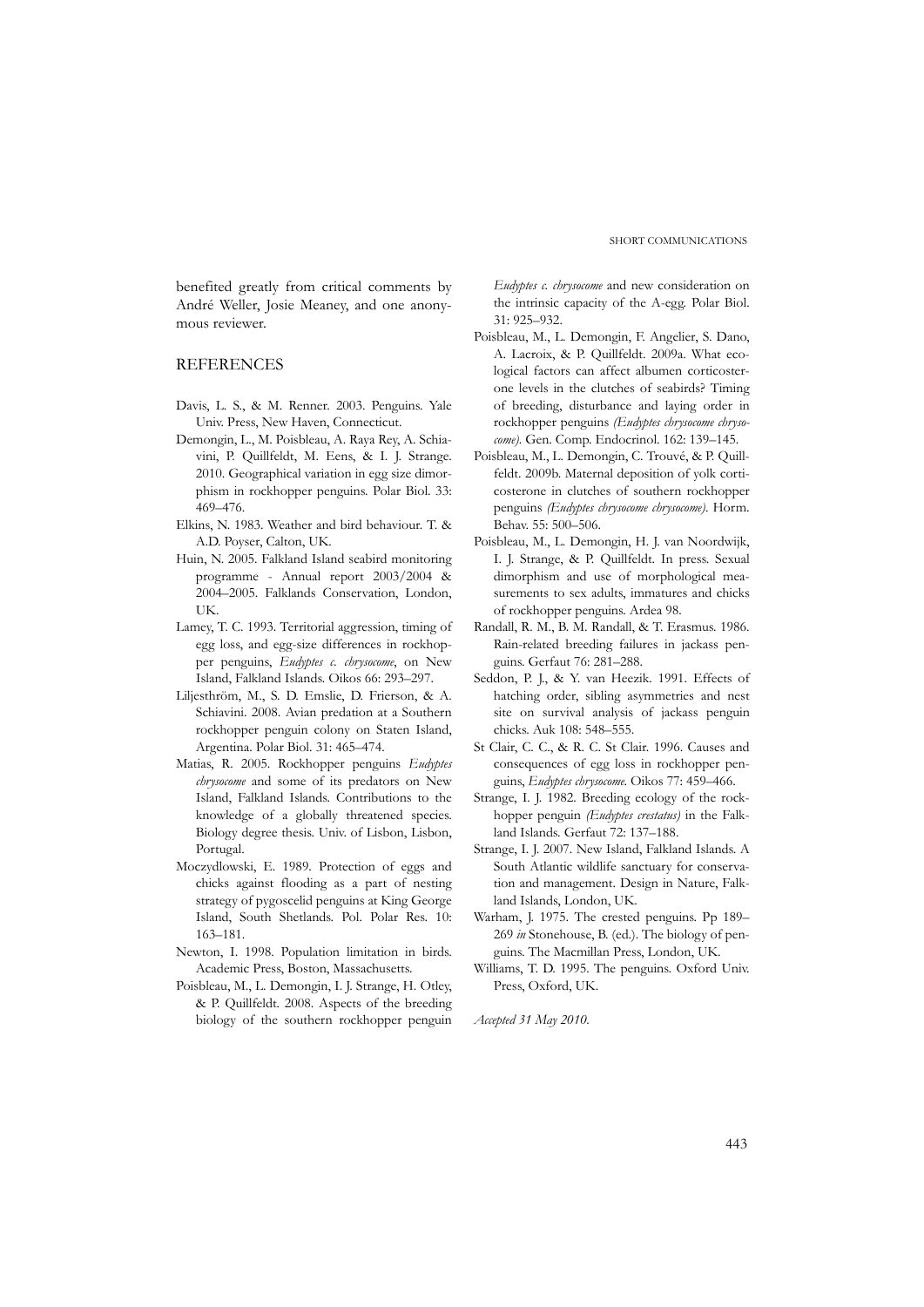benefited greatly from critical comments by André Weller, Josie Meaney, and one anonymous reviewer.

## REFERENCES

Davis, L. S., & M. Renner. 2003. Penguins. Yale Univ. Press, New Haven, Connecticut.

Demongin, L., M. Poisbleau, A. Raya Rey, A. Schiavini, P. Quillfeldt, M. Eens, & I. J. Strange. 2010. Geographical variation in egg size dimorphism in rockhopper penguins. Polar Biol. 33: 469–476.

Elkins, N. 1983. Weather and bird behaviour. T. & A.D. Poyser, Calton, UK.

Huin, N. 2005. Falkland Island seabird monitoring programme - Annual report 2003/2004 & 2004–2005. Falklands Conservation, London, UK.

Lamey, T. C. 1993. Territorial aggression, timing of egg loss, and egg-size differences in rockhopper penguins, *Eudyptes c. chrysocome*, on New Island, Falkland Islands. Oikos 66: 293–297.

Liljesthröm, M., S. D. Emslie, D. Frierson, & A. Schiavini. 2008. Avian predation at a Southern rockhopper penguin colony on Staten Island, Argentina. Polar Biol. 31: 465–474.

Matias, R. 2005. Rockhopper penguins *Eudyptes chrysocome* and some of its predators on New Island, Falkland Islands. Contributions to the knowledge of a globally threatened species. Biology degree thesis. Univ. of Lisbon, Lisbon, Portugal.

Moczydlowski, E. 1989. Protection of eggs and chicks against flooding as a part of nesting strategy of pygoscelid penguins at King George Island, South Shetlands. Pol. Polar Res. 10: 163–181.

Newton, I. 1998. Population limitation in birds. Academic Press, Boston, Massachusetts.

Poisbleau, M., L. Demongin, I. J. Strange, H. Otley, & P. Quillfeldt. 2008. Aspects of the breeding biology of the southern rockhopper penguin *Eudyptes c. chrysocome* and new consideration on the intrinsic capacity of the A-egg. Polar Biol. 31: 925–932.

Poisbleau, M., L. Demongin, F. Angelier, S. Dano, A. Lacroix, & P. Quillfeldt. 2009a. What ecological factors can affect albumen corticosterone levels in the clutches of seabirds? Timing of breeding, disturbance and laying order in rockhopper penguins *(Eudyptes chrysocome chrysocome)*. Gen. Comp. Endocrinol. 162: 139–145.

Poisbleau, M., L. Demongin, C. Trouvé, & P. Quillfeldt. 2009b. Maternal deposition of yolk corticosterone in clutches of southern rockhopper penguins *(Eudyptes chrysocome chrysocome)*. Horm. Behav. 55: 500–506.

Poisbleau, M., L. Demongin, H. J. van Noordwijk, I. J. Strange, & P. Quillfeldt. In press. Sexual dimorphism and use of morphological measurements to sex adults, immatures and chicks of rockhopper penguins. Ardea 98.

Randall, R. M., B. M. Randall, & T. Erasmus. 1986. Rain-related breeding failures in jackass penguins. Gerfaut 76: 281–288.

Seddon, P. J., & Y. van Heezik. 1991. Effects of hatching order, sibling asymmetries and nest site on survival analysis of jackass penguin chicks. Auk 108: 548–555.

St Clair, C. C., & R. C. St Clair. 1996. Causes and consequences of egg loss in rockhopper penguins, *Eudyptes chrysocome*. Oikos 77: 459–466.

Strange, I. J. 1982. Breeding ecology of the rockhopper penguin *(Eudyptes crestatus)* in the Falkland Islands. Gerfaut 72: 137–188.

Strange, I. J. 2007. New Island, Falkland Islands. A South Atlantic wildlife sanctuary for conservation and management. Design in Nature, Falkland Islands, London, UK.

Warham, J. 1975. The crested penguins. Pp 189–269 *in* Stonehouse, B. (ed.). The biology of penguins. The Macmillan Press, London, UK.

Williams, T. D. 1995. The penguins. Oxford Univ. Press, Oxford, UK.

*Accepted 31 May 2010.*